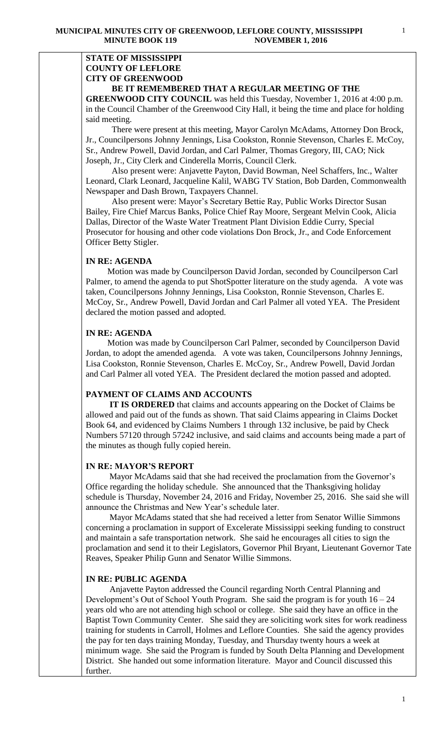**STATE OF MISSISSIPPI**
**COUNTY OF LEFLORE**
**CITY OF GREENWOOD**

**BE IT REMEMBERED THAT A REGULAR MEETING OF THE GREENWOOD CITY COUNCIL** was held this Tuesday, November 1, 2016 at 4:00 p.m. in the Council Chamber of the Greenwood City Hall, it being the time and place for holding said meeting.

There were present at this meeting, Mayor Carolyn McAdams, Attorney Don Brock, Jr., Councilpersons Johnny Jennings, Lisa Cookston, Ronnie Stevenson, Charles E. McCoy, Sr., Andrew Powell, David Jordan, and Carl Palmer, Thomas Gregory, III, CAO; Nick Joseph, Jr., City Clerk and Cinderella Morris, Council Clerk.

Also present were: Anjavette Payton, David Bowman, Neel Schaffers, Inc., Walter Leonard, Clark Leonard, Jacqueline Kalil, WABG TV Station, Bob Darden, Commonwealth Newspaper and Dash Brown, Taxpayers Channel.

Also present were: Mayor's Secretary Bettie Ray, Public Works Director Susan Bailey, Fire Chief Marcus Banks, Police Chief Ray Moore, Sergeant Melvin Cook, Alicia Dallas, Director of the Waste Water Treatment Plant Division Eddie Curry, Special Prosecutor for housing and other code violations Don Brock, Jr., and Code Enforcement Officer Betty Stigler.

**IN RE: AGENDA**

Motion was made by Councilperson David Jordan, seconded by Councilperson Carl Palmer, to amend the agenda to put ShotSpotter literature on the study agenda. A vote was taken, Councilpersons Johnny Jennings, Lisa Cookston, Ronnie Stevenson, Charles E. McCoy, Sr., Andrew Powell, David Jordan and Carl Palmer all voted YEA. The President declared the motion passed and adopted.

**IN RE: AGENDA**

Motion was made by Councilperson Carl Palmer, seconded by Councilperson David Jordan, to adopt the amended agenda. A vote was taken, Councilpersons Johnny Jennings, Lisa Cookston, Ronnie Stevenson, Charles E. McCoy, Sr., Andrew Powell, David Jordan and Carl Palmer all voted YEA. The President declared the motion passed and adopted.

**PAYMENT OF CLAIMS AND ACCOUNTS**

**IT IS ORDERED** that claims and accounts appearing on the Docket of Claims be allowed and paid out of the funds as shown. That said Claims appearing in Claims Docket Book 64, and evidenced by Claims Numbers 1 through 132 inclusive, be paid by Check Numbers 57120 through 57242 inclusive, and said claims and accounts being made a part of the minutes as though fully copied herein.

**IN RE: MAYOR'S REPORT**

Mayor McAdams said that she had received the proclamation from the Governor's Office regarding the holiday schedule. She announced that the Thanksgiving holiday schedule is Thursday, November 24, 2016 and Friday, November 25, 2016. She said she will announce the Christmas and New Year's schedule later.

Mayor McAdams stated that she had received a letter from Senator Willie Simmons concerning a proclamation in support of Excelerate Mississippi seeking funding to construct and maintain a safe transportation network. She said he encourages all cities to sign the proclamation and send it to their Legislators, Governor Phil Bryant, Lieutenant Governor Tate Reaves, Speaker Philip Gunn and Senator Willie Simmons.

**IN RE: PUBLIC AGENDA**

Anjavette Payton addressed the Council regarding North Central Planning and Development's Out of School Youth Program. She said the program is for youth 16 – 24 years old who are not attending high school or college. She said they have an office in the Baptist Town Community Center. She said they are soliciting work sites for work readiness training for students in Carroll, Holmes and Leflore Counties. She said the agency provides the pay for ten days training Monday, Tuesday, and Thursday twenty hours a week at minimum wage. She said the Program is funded by South Delta Planning and Development District. She handed out some information literature. Mayor and Council discussed this further.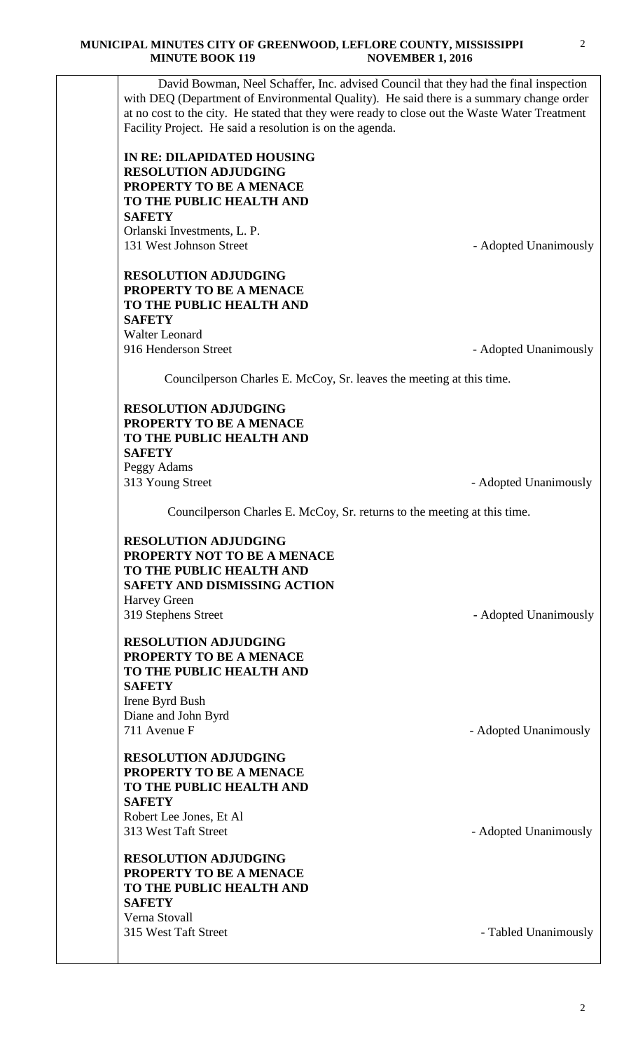David Bowman, Neel Schaffer, Inc. advised Council that they had the final inspection with DEQ (Department of Environmental Quality). He said there is a summary change order at no cost to the city. He stated that they were ready to close out the Waste Water Treatment Facility Project. He said a resolution is on the agenda.

**IN RE: DILAPIDATED HOUSING**
**RESOLUTION ADJUDGING PROPERTY TO BE A MENACE TO THE PUBLIC HEALTH AND SAFETY**
Orlanski Investments, L. P.
131 West Johnson Street - Adopted Unanimously

**RESOLUTION ADJUDGING PROPERTY TO BE A MENACE TO THE PUBLIC HEALTH AND SAFETY**
Walter Leonard
916 Henderson Street - Adopted Unanimously

Councilperson Charles E. McCoy, Sr. leaves the meeting at this time.

**RESOLUTION ADJUDGING PROPERTY TO BE A MENACE TO THE PUBLIC HEALTH AND SAFETY**
Peggy Adams
313 Young Street - Adopted Unanimously

Councilperson Charles E. McCoy, Sr. returns to the meeting at this time.

**RESOLUTION ADJUDGING PROPERTY NOT TO BE A MENACE TO THE PUBLIC HEALTH AND SAFETY AND DISMISSING ACTION**
Harvey Green
319 Stephens Street - Adopted Unanimously

**RESOLUTION ADJUDGING PROPERTY TO BE A MENACE TO THE PUBLIC HEALTH AND SAFETY**
Irene Byrd Bush
Diane and John Byrd
711 Avenue F - Adopted Unanimously

**RESOLUTION ADJUDGING PROPERTY TO BE A MENACE TO THE PUBLIC HEALTH AND SAFETY**
Robert Lee Jones, Et Al
313 West Taft Street - Adopted Unanimously

**RESOLUTION ADJUDGING PROPERTY TO BE A MENACE TO THE PUBLIC HEALTH AND SAFETY**
Verna Stovall
315 West Taft Street - Tabled Unanimously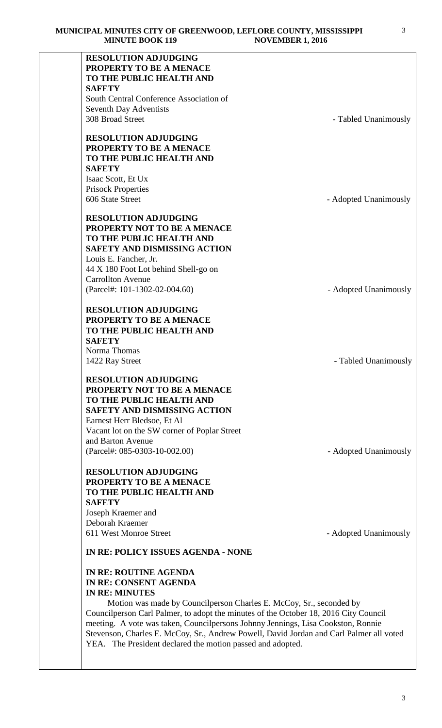**RESOLUTION ADJUDGING PROPERTY TO BE A MENACE TO THE PUBLIC HEALTH AND SAFETY**
South Central Conference Association of
Seventh Day Adventists
308 Broad Street - Tabled Unanimously

**RESOLUTION ADJUDGING PROPERTY TO BE A MENACE TO THE PUBLIC HEALTH AND SAFETY**
Isaac Scott, Et Ux
Prisock Properties
606 State Street - Adopted Unanimously

**RESOLUTION ADJUDGING PROPERTY NOT TO BE A MENACE TO THE PUBLIC HEALTH AND SAFETY AND DISMISSING ACTION**
Louis E. Fancher, Jr.
44 X 180 Foot Lot behind Shell-go on
Carrollton Avenue
(Parcel#: 101-1302-02-004.60) - Adopted Unanimously

**RESOLUTION ADJUDGING PROPERTY TO BE A MENACE TO THE PUBLIC HEALTH AND SAFETY**
Norma Thomas
1422 Ray Street - Tabled Unanimously

**RESOLUTION ADJUDGING PROPERTY NOT TO BE A MENACE TO THE PUBLIC HEALTH AND SAFETY AND DISMISSING ACTION**
Earnest Herr Bledsoe, Et Al
Vacant lot on the SW corner of Poplar Street
and Barton Avenue
(Parcel#: 085-0303-10-002.00) - Adopted Unanimously

**RESOLUTION ADJUDGING PROPERTY TO BE A MENACE TO THE PUBLIC HEALTH AND SAFETY**
Joseph Kraemer and
Deborah Kraemer
611 West Monroe Street - Adopted Unanimously

**IN RE: POLICY ISSUES AGENDA - NONE**

**IN RE: ROUTINE AGENDA**
**IN RE: CONSENT AGENDA**
**IN RE: MINUTES**

Motion was made by Councilperson Charles E. McCoy, Sr., seconded by Councilperson Carl Palmer, to adopt the minutes of the October 18, 2016 City Council meeting. A vote was taken, Councilpersons Johnny Jennings, Lisa Cookston, Ronnie Stevenson, Charles E. McCoy, Sr., Andrew Powell, David Jordan and Carl Palmer all voted YEA. The President declared the motion passed and adopted.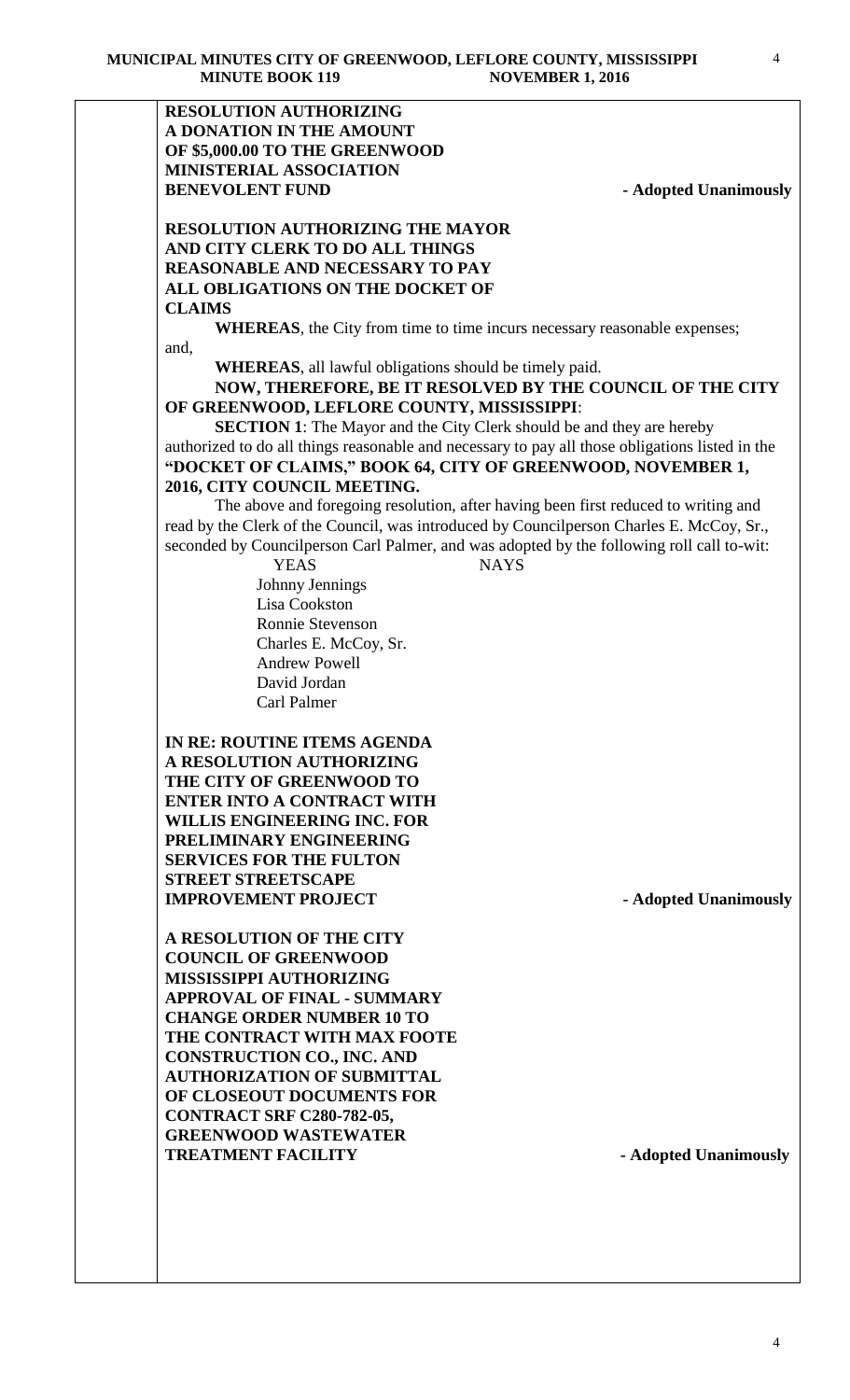**RESOLUTION AUTHORIZING A DONATION IN THE AMOUNT OF $5,000.00 TO THE GREENWOOD MINISTERIAL ASSOCIATION BENEVOLENT FUND** **- Adopted Unanimously**

**RESOLUTION AUTHORIZING THE MAYOR AND CITY CLERK TO DO ALL THINGS REASONABLE AND NECESSARY TO PAY ALL OBLIGATIONS ON THE DOCKET OF CLAIMS**

**WHEREAS**, the City from time to time incurs necessary reasonable expenses; and,

**WHEREAS**, all lawful obligations should be timely paid.

**NOW, THEREFORE, BE IT RESOLVED BY THE COUNCIL OF THE CITY OF GREENWOOD, LEFLORE COUNTY, MISSISSIPPI**:

**SECTION 1**: The Mayor and the City Clerk should be and they are hereby authorized to do all things reasonable and necessary to pay all those obligations listed in the **"DOCKET OF CLAIMS," BOOK 64, CITY OF GREENWOOD, NOVEMBER 1, 2016, CITY COUNCIL MEETING.**

The above and foregoing resolution, after having been first reduced to writing and read by the Clerk of the Council, was introduced by Councilperson Charles E. McCoy, Sr., seconded by Councilperson Carl Palmer, and was adopted by the following roll call to-wit:

| YEAS | NAYS |
|---|---|
| Johnny Jennings | |
| Lisa Cookston | |
| Ronnie Stevenson | |
| Charles E. McCoy, Sr. | |
| Andrew Powell | |
| David Jordan | |
| Carl Palmer | |

**IN RE: ROUTINE ITEMS AGENDA**

**A RESOLUTION AUTHORIZING THE CITY OF GREENWOOD TO ENTER INTO A CONTRACT WITH WILLIS ENGINEERING INC. FOR PRELIMINARY ENGINEERING SERVICES FOR THE FULTON STREET STREETSCAPE IMPROVEMENT PROJECT** **- Adopted Unanimously**

**A RESOLUTION OF THE CITY COUNCIL OF GREENWOOD MISSISSIPPI AUTHORIZING APPROVAL OF FINAL - SUMMARY CHANGE ORDER NUMBER 10 TO THE CONTRACT WITH MAX FOOTE CONSTRUCTION CO., INC. AND AUTHORIZATION OF SUBMITTAL OF CLOSEOUT DOCUMENTS FOR CONTRACT SRF C280-782-05, GREENWOOD WASTEWATER TREATMENT FACILITY** **- Adopted Unanimously**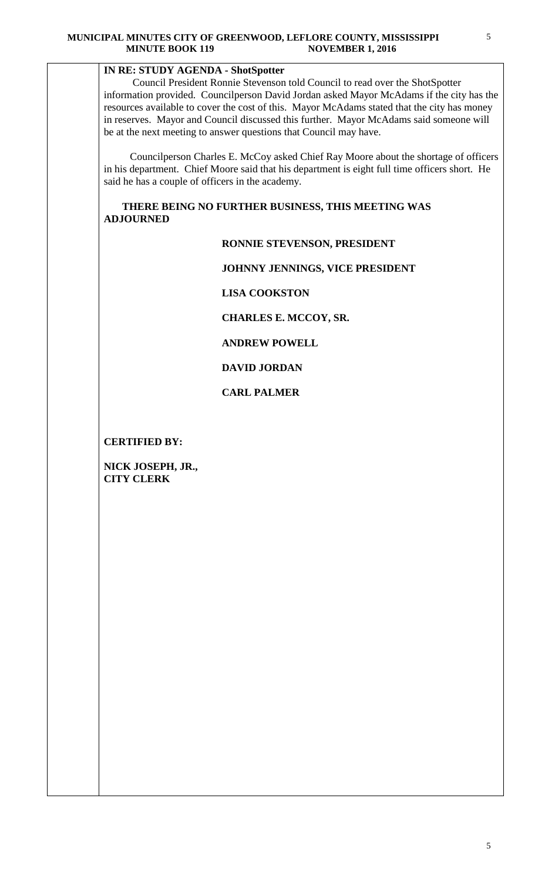**IN RE: STUDY AGENDA - ShotSpotter**

Council President Ronnie Stevenson told Council to read over the ShotSpotter information provided. Councilperson David Jordan asked Mayor McAdams if the city has the resources available to cover the cost of this. Mayor McAdams stated that the city has money in reserves. Mayor and Council discussed this further. Mayor McAdams said someone will be at the next meeting to answer questions that Council may have.

Councilperson Charles E. McCoy asked Chief Ray Moore about the shortage of officers in his department. Chief Moore said that his department is eight full time officers short. He said he has a couple of officers in the academy.

**THERE BEING NO FURTHER BUSINESS, THIS MEETING WAS ADJOURNED**

**RONNIE STEVENSON, PRESIDENT**

**JOHNNY JENNINGS, VICE PRESIDENT**

**LISA COOKSTON**

**CHARLES E. MCCOY, SR.**

**ANDREW POWELL**

**DAVID JORDAN**

**CARL PALMER**

**CERTIFIED BY:**

**NICK JOSEPH, JR.,**
**CITY CLERK**